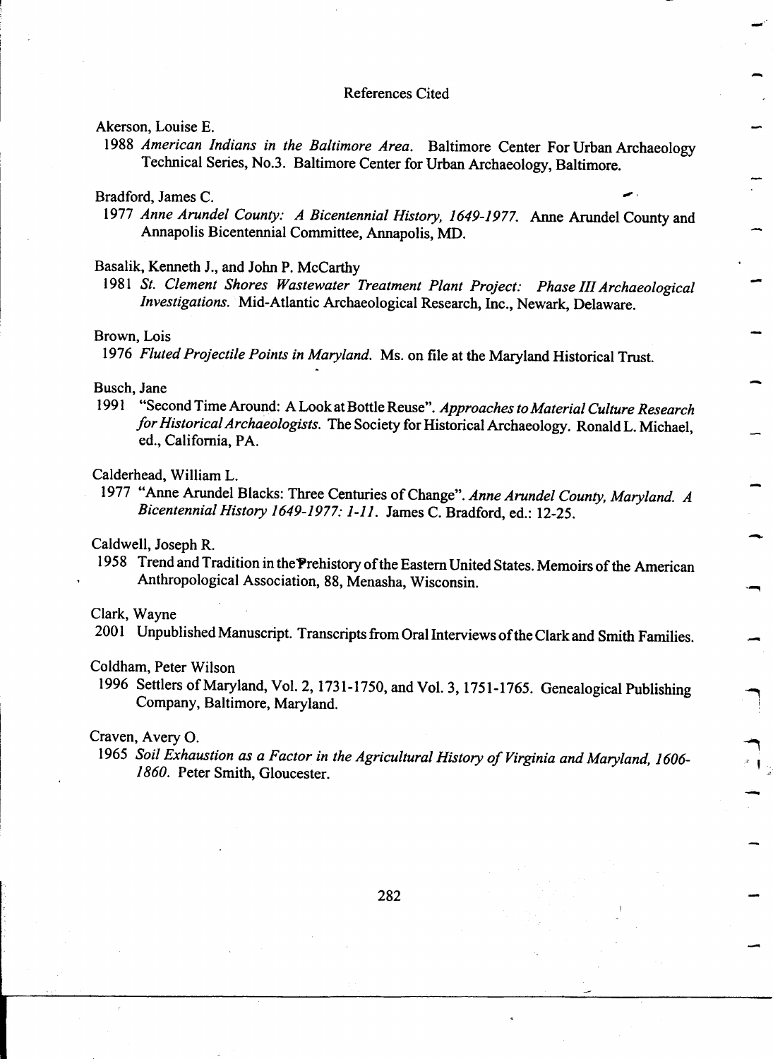# References Cited

Akerson, Louise E.

1988 *American Indians in the Baltimore Area*. Baltimore Center For Urban Archaeology Technical Series, No.3. Baltimore Center for Urban Archaeology, Baltimore.

Bradford, James C.

1977 *Anne Arundel County: A Bicentennial History, 1649-1977*. Anne Arundel County and Annapolis Bicentennial Committee, Annapolis, MD.

Basalik, Kenneth J., and John P. McCarthy

1981 *St. Clement Shores Wastewater Treatment Plant Project: Phase III Archaeological Investigations*. Mid-Atlantic Archaeological Research, Inc., Newark, Delaware.

Brown, Lois

1976 *Fluted Projectile Points in Maryland*. Ms. on file at the Maryland Historical Trust.

Busch, Jane

1991 "Second Time Around: A Look at Bottle Reuse". *Approaches to Material Culture Research for Historical Archaeologists*. The Society for Historical Archaeology. Ronald L. Michael, ed., California, PA.

Calderhead, William L.

1977 "Anne Arundel Blacks: Three Centuries of Change". *Anne Arundel County, Maryland. A Bicentennial History 1649-1977: 1-11*. James C. Bradford, ed.: 12-25.

Caldwell, Joseph R.

1958 Trend and Tradition in the Prehistory of the Eastern United States. Memoirs of the American Anthropological Association, 88, Menasha, Wisconsin.

Clark, Wayne

2001 Unpublished Manuscript. Transcripts from Oral Interviews of the Clark and Smith Families.

Coldham, Peter Wilson

1996 Settlers of Maryland, Vol. 2, 1731-1750, and Vol. 3, 1751-1765. Genealogical Publishing Company, Baltimore, Maryland.

Craven, Avery O.

1965 *Soil Exhaustion as a Factor in the Agricultural History of Virginia and Maryland, 1606-1860*. Peter Smith, Gloucester.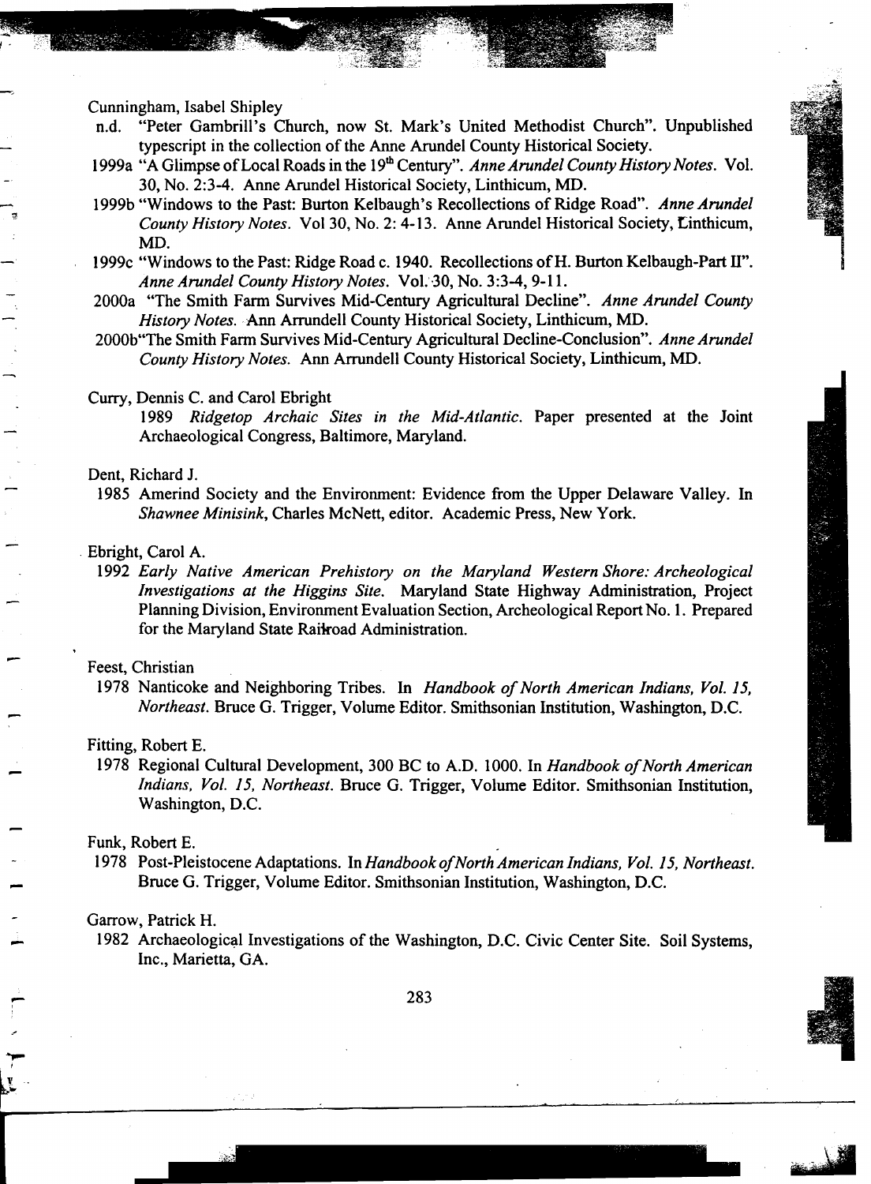Cunningham, Isabel Shipley

n.d. "Peter Gambrill's Church, now St. Mark's United Methodist Church". Unpublished typescript in the collection of the Anne Arundel County Historical Society.

1999a "A Glimpse of Local Roads in the 19th Century". *Anne Arundel County History Notes*. Vol. 30, No. 2:3-4. Anne Arundel Historical Society, Linthicum, MD.

1999b "Windows to the Past: Burton Kelbaugh's Recollections of Ridge Road". *Anne Arundel County History Notes*. Vol 30, No. 2: 4-13. Anne Arundel Historical Society, Linthicum, MD.

1999c "Windows to the Past: Ridge Road c. 1940. Recollections of H. Burton Kelbaugh-Part II". *Anne Arundel County History Notes*. Vol. 30, No. 3:3-4, 9-11.

2000a "The Smith Farm Survives Mid-Century Agricultural Decline". *Anne Arundel County History Notes*. Ann Arrundell County Historical Society, Linthicum, MD.

2000b "The Smith Farm Survives Mid-Century Agricultural Decline-Conclusion". *Anne Arundel County History Notes*. Ann Arrundell County Historical Society, Linthicum, MD.

Curry, Dennis C. and Carol Ebright

1989 *Ridgetop Archaic Sites in the Mid-Atlantic*. Paper presented at the Joint Archaeological Congress, Baltimore, Maryland.

Dent, Richard J.

1985 Amerind Society and the Environment: Evidence from the Upper Delaware Valley. In *Shawnee Minisink*, Charles McNett, editor. Academic Press, New York.

Ebright, Carol A.

1992 *Early Native American Prehistory on the Maryland Western Shore: Archeological Investigations at the Higgins Site*. Maryland State Highway Administration, Project Planning Division, Environment Evaluation Section, Archeological Report No. 1. Prepared for the Maryland State Railroad Administration.

Feest, Christian

1978 Nanticoke and Neighboring Tribes. In *Handbook of North American Indians, Vol. 15, Northeast*. Bruce G. Trigger, Volume Editor. Smithsonian Institution, Washington, D.C.

Fitting, Robert E.

1978 Regional Cultural Development, 300 BC to A.D. 1000. In *Handbook of North American Indians, Vol. 15, Northeast*. Bruce G. Trigger, Volume Editor. Smithsonian Institution, Washington, D.C.

Funk, Robert E.

1978 Post-Pleistocene Adaptations. In *Handbook of North American Indians, Vol. 15, Northeast*. Bruce G. Trigger, Volume Editor. Smithsonian Institution, Washington, D.C.

Garrow, Patrick H.

1982 Archaeological Investigations of the Washington, D.C. Civic Center Site. Soil Systems, Inc., Marietta, GA.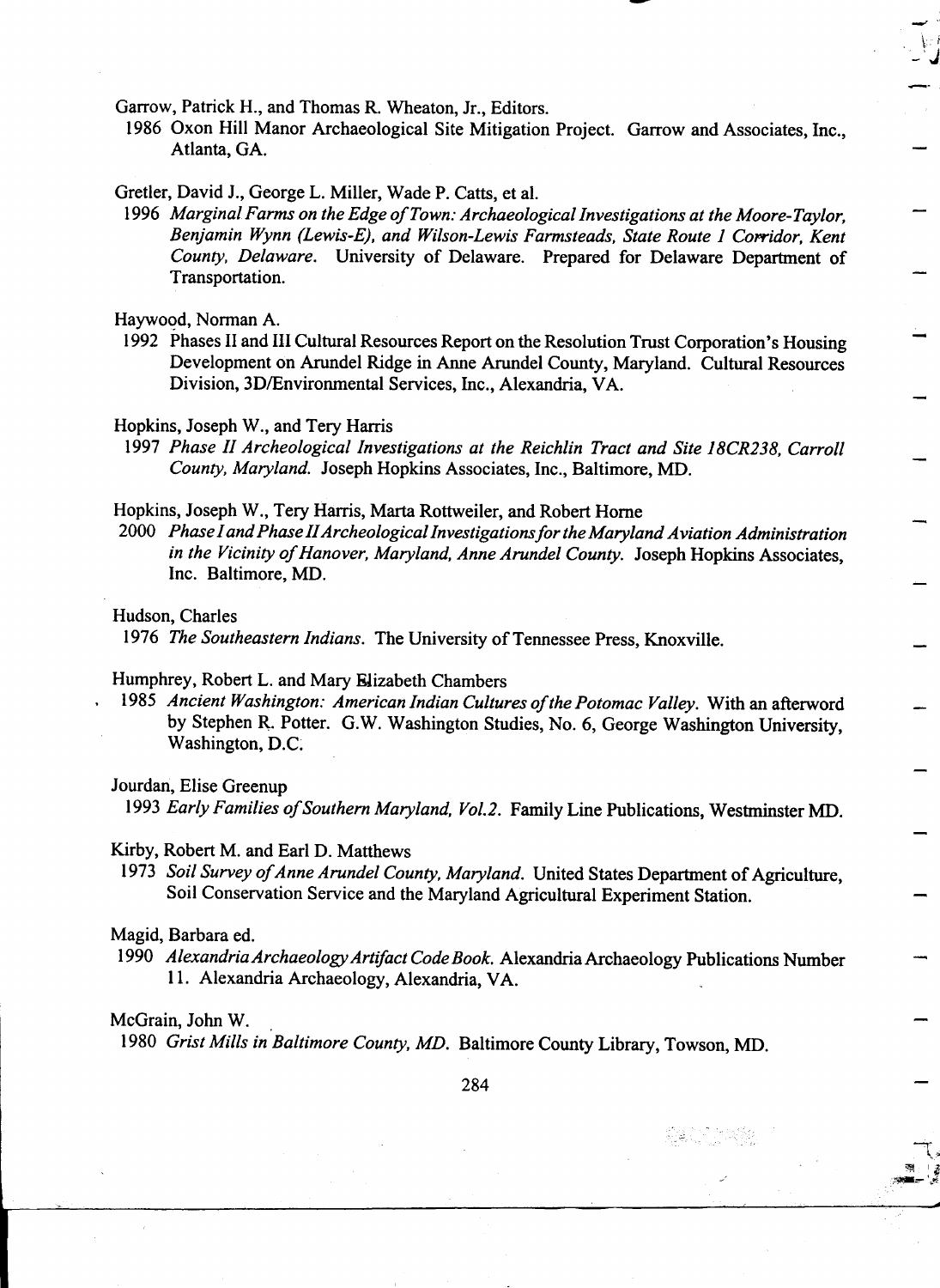Garrow, Patrick H., and Thomas R. Wheaton, Jr., Editors.

1986 Oxon Hill Manor Archaeological Site Mitigation Project. Garrow and Associates, Inc., Atlanta, GA.

Gretler, David J., George L. Miller, Wade P. Catts, et al.

1996 *Marginal Farms on the Edge of Town: Archaeological Investigations at the Moore-Taylor, Benjamin Wynn (Lewis-E), and Wilson-Lewis Farmsteads, State Route 1 Corridor, Kent County, Delaware.* University of Delaware. Prepared for Delaware Department of Transportation.

Haywood, Norman A.

1992 Phases II and III Cultural Resources Report on the Resolution Trust Corporation's Housing Development on Arundel Ridge in Anne Arundel County, Maryland. Cultural Resources Division, 3D/Environmental Services, Inc., Alexandria, VA.

Hopkins, Joseph W., and Tery Harris

1997 *Phase II Archeological Investigations at the Reichlin Tract and Site 18CR238, Carroll County, Maryland.* Joseph Hopkins Associates, Inc., Baltimore, MD.

Hopkins, Joseph W., Tery Harris, Marta Rottweiler, and Robert Horne

2000 *Phase I and Phase II Archeological Investigations for the Maryland Aviation Administration in the Vicinity of Hanover, Maryland, Anne Arundel County.* Joseph Hopkins Associates, Inc. Baltimore, MD.

Hudson, Charles

1976 *The Southeastern Indians.* The University of Tennessee Press, Knoxville.

Humphrey, Robert L. and Mary Elizabeth Chambers

1985 *Ancient Washington: American Indian Cultures of the Potomac Valley.* With an afterword by Stephen R. Potter. G.W. Washington Studies, No. 6, George Washington University, Washington, D.C.

Jourdan, Elise Greenup

1993 *Early Families of Southern Maryland, Vol.2.* Family Line Publications, Westminster MD.

Kirby, Robert M. and Earl D. Matthews

1973 *Soil Survey of Anne Arundel County, Maryland.* United States Department of Agriculture, Soil Conservation Service and the Maryland Agricultural Experiment Station.

Magid, Barbara ed.

1990 *Alexandria Archaeology Artifact Code Book.* Alexandria Archaeology Publications Number 11. Alexandria Archaeology, Alexandria, VA.

McGrain, John W.

1980 *Grist Mills in Baltimore County, MD.* Baltimore County Library, Towson, MD.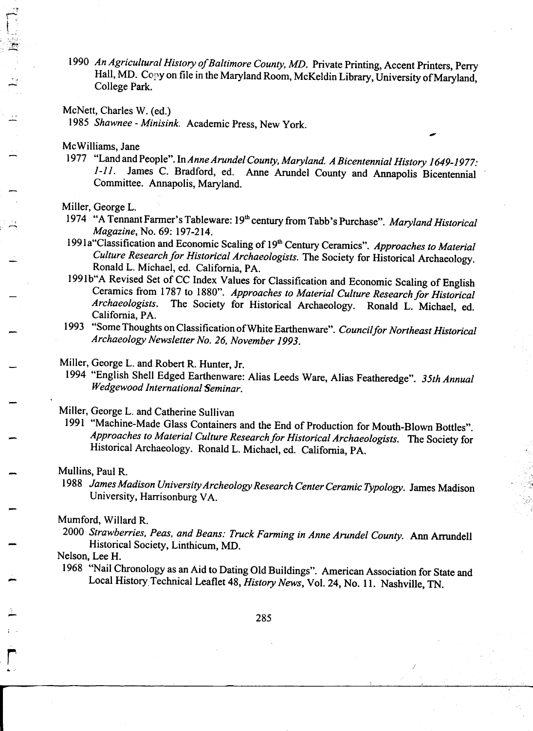1990 *An Agricultural History of Baltimore County, MD.* Private Printing, Accent Printers, Perry Hall, MD. Copy on file in the Maryland Room, McKeldin Library, University of Maryland, College Park.

McNett, Charles W. (ed.)

1985 *Shawnee - Minisink.* Academic Press, New York.

McWilliams, Jane

1977 "Land and People". In *Anne Arundel County, Maryland. A Bicentennial History 1649-1977: 1-11.* James C. Bradford, ed. Anne Arundel County and Annapolis Bicentennial Committee. Annapolis, Maryland.

Miller, George L.

1974 "A Tennant Farmer's Tableware: 19th century from Tabb's Purchase". *Maryland Historical Magazine*, No. 69: 197-214.

1991a "Classification and Economic Scaling of 19th Century Ceramics". *Approaches to Material Culture Research for Historical Archaeologists.* The Society for Historical Archaeology. Ronald L. Michael, ed. California, PA.

1991b "A Revised Set of CC Index Values for Classification and Economic Scaling of English Ceramics from 1787 to 1880". *Approaches to Material Culture Research for Historical Archaeologists.* The Society for Historical Archaeology. Ronald L. Michael, ed. California, PA.

1993 "Some Thoughts on Classification of White Earthenware". *Council for Northeast Historical Archaeology Newsletter No. 26, November 1993.*

Miller, George L. and Robert R. Hunter, Jr.

1994 "English Shell Edged Earthenware: Alias Leeds Ware, Alias Featheredge". *35th Annual Wedgewood International Seminar.*

Miller, George L. and Catherine Sullivan

1991 "Machine-Made Glass Containers and the End of Production for Mouth-Blown Bottles". *Approaches to Material Culture Research for Historical Archaeologists.* The Society for Historical Archaeology. Ronald L. Michael, ed. California, PA.

Mullins, Paul R.

1988 *James Madison University Archeology Research Center Ceramic Typology.* James Madison University, Harrisonburg VA.

Mumford, Willard R.

2000 *Strawberries, Peas, and Beans: Truck Farming in Anne Arundel County.* Ann Arrundell Historical Society, Linthicum, MD.

Nelson, Lee H.

1968 "Nail Chronology as an Aid to Dating Old Buildings". American Association for State and Local History Technical Leaflet 48, *History News*, Vol. 24, No. 11. Nashville, TN.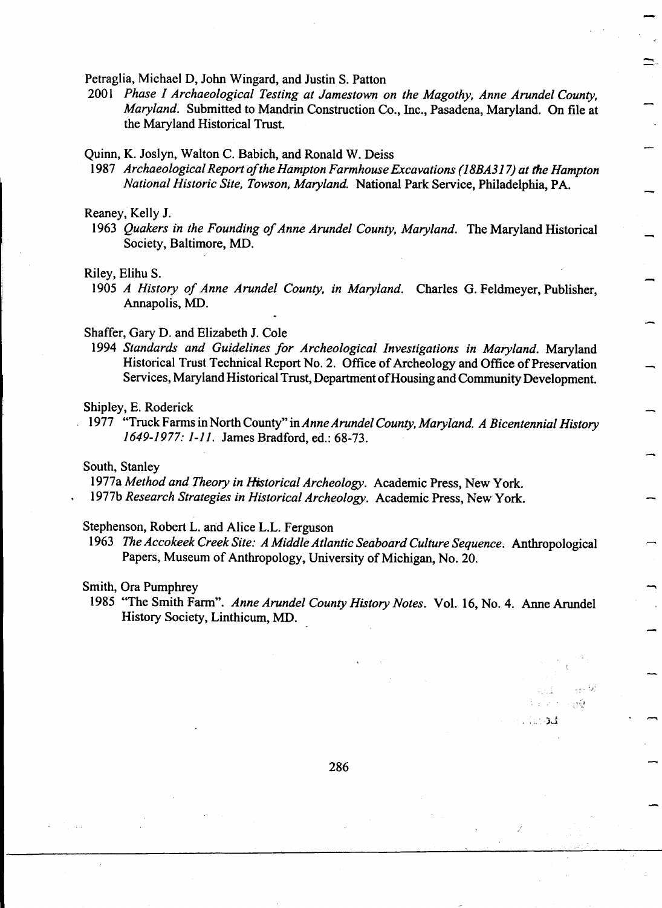Petraglia, Michael D, John Wingard, and Justin S. Patton

2001 *Phase I Archaeological Testing at Jamestown on the Magothy, Anne Arundel County, Maryland.* Submitted to Mandrin Construction Co., Inc., Pasadena, Maryland. On file at the Maryland Historical Trust.

Quinn, K. Joslyn, Walton C. Babich, and Ronald W. Deiss

1987 *Archaeological Report of the Hampton Farmhouse Excavations (18BA317) at the Hampton National Historic Site, Towson, Maryland.* National Park Service, Philadelphia, PA.

Reaney, Kelly J.

1963 *Quakers in the Founding of Anne Arundel County, Maryland.* The Maryland Historical Society, Baltimore, MD.

Riley, Elihu S.

1905 *A History of Anne Arundel County, in Maryland.* Charles G. Feldmeyer, Publisher, Annapolis, MD.

Shaffer, Gary D. and Elizabeth J. Cole

1994 *Standards and Guidelines for Archeological Investigations in Maryland.* Maryland Historical Trust Technical Report No. 2. Office of Archeology and Office of Preservation Services, Maryland Historical Trust, Department of Housing and Community Development.

Shipley, E. Roderick

1977 "Truck Farms in North County" in *Anne Arundel County, Maryland. A Bicentennial History 1649-1977: 1-11.* James Bradford, ed.: 68-73.

South, Stanley

1977a *Method and Theory in Historical Archeology.* Academic Press, New York.

1977b *Research Strategies in Historical Archeology.* Academic Press, New York.

Stephenson, Robert L. and Alice L.L. Ferguson

1963 *The Accokeek Creek Site: A Middle Atlantic Seaboard Culture Sequence.* Anthropological Papers, Museum of Anthropology, University of Michigan, No. 20.

Smith, Ora Pumphrey

1985 "The Smith Farm". *Anne Arundel County History Notes.* Vol. 16, No. 4. Anne Arundel History Society, Linthicum, MD.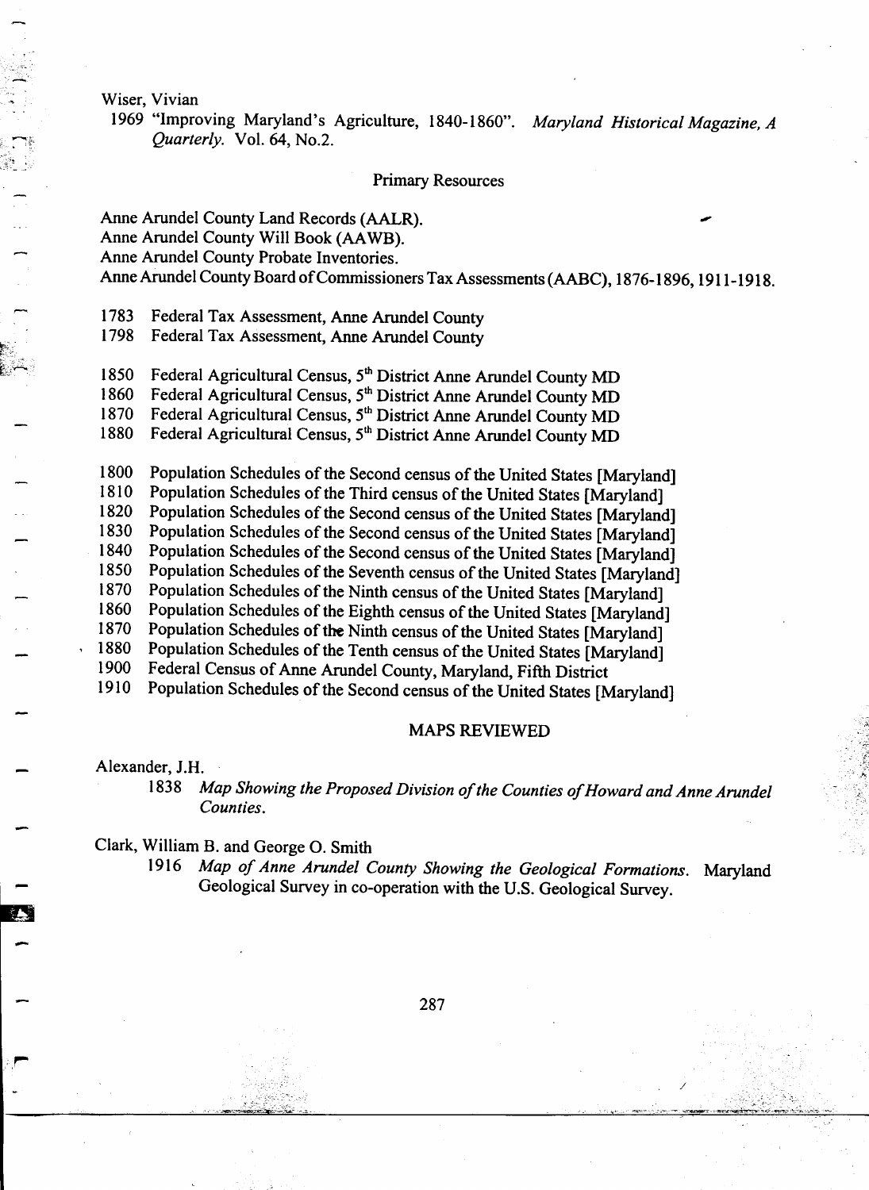Wiser, Vivian

1969 "Improving Maryland's Agriculture, 1840-1860". *Maryland Historical Magazine, A Quarterly*. Vol. 64, No.2.

## Primary Resources

Anne Arundel County Land Records (AALR).
Anne Arundel County Will Book (AAWB).
Anne Arundel County Probate Inventories.
Anne Arundel County Board of Commissioners Tax Assessments (AABC), 1876-1896, 1911-1918.

1783 Federal Tax Assessment, Anne Arundel County
1798 Federal Tax Assessment, Anne Arundel County

1850 Federal Agricultural Census, 5th District Anne Arundel County MD
1860 Federal Agricultural Census, 5th District Anne Arundel County MD
1870 Federal Agricultural Census, 5th District Anne Arundel County MD
1880 Federal Agricultural Census, 5th District Anne Arundel County MD

1800 Population Schedules of the Second census of the United States [Maryland]
1810 Population Schedules of the Third census of the United States [Maryland]
1820 Population Schedules of the Second census of the United States [Maryland]
1830 Population Schedules of the Second census of the United States [Maryland]
1840 Population Schedules of the Second census of the United States [Maryland]
1850 Population Schedules of the Seventh census of the United States [Maryland]
1870 Population Schedules of the Ninth census of the United States [Maryland]
1860 Population Schedules of the Eighth census of the United States [Maryland]
1870 Population Schedules of the Ninth census of the United States [Maryland]
1880 Population Schedules of the Tenth census of the United States [Maryland]
1900 Federal Census of Anne Arundel County, Maryland, Fifth District
1910 Population Schedules of the Second census of the United States [Maryland]

## MAPS REVIEWED

Alexander, J.H.

1838 *Map Showing the Proposed Division of the Counties of Howard and Anne Arundel Counties.*

Clark, William B. and George O. Smith

1916 *Map of Anne Arundel County Showing the Geological Formations.* Maryland Geological Survey in co-operation with the U.S. Geological Survey.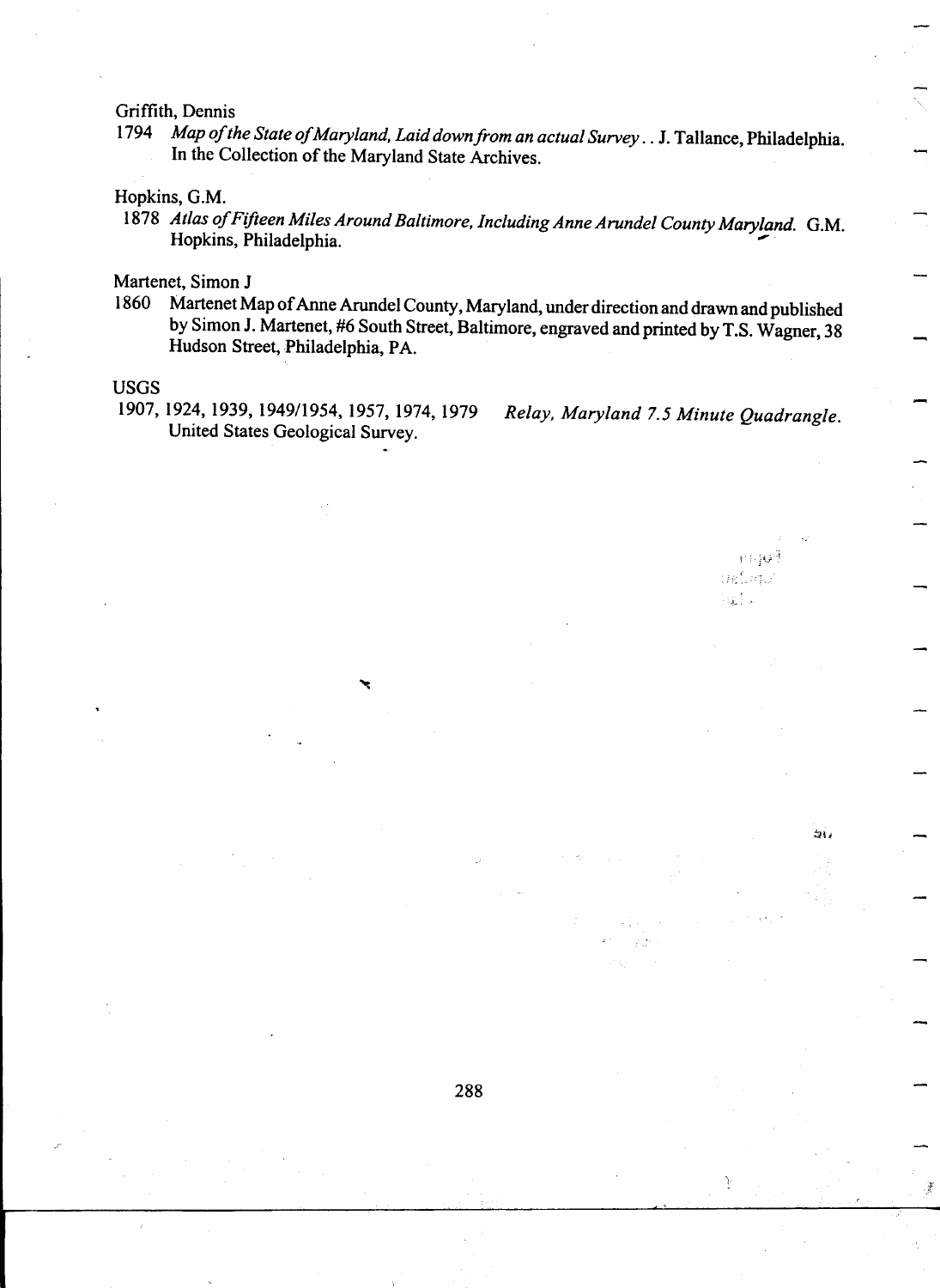Griffith, Dennis

1794 *Map of the State of Maryland, Laid down from an actual Survey*. . J. Tallance, Philadelphia. In the Collection of the Maryland State Archives.

Hopkins, G.M.

1878 *Atlas of Fifteen Miles Around Baltimore, Including Anne Arundel County Maryland.* G.M. Hopkins, Philadelphia.

Martenet, Simon J

1860 Martenet Map of Anne Arundel County, Maryland, under direction and drawn and published by Simon J. Martenet, #6 South Street, Baltimore, engraved and printed by T.S. Wagner, 38 Hudson Street, Philadelphia, PA.

USGS

1907, 1924, 1939, 1949/1954, 1957, 1974, 1979 *Relay, Maryland 7.5 Minute Quadrangle.* United States Geological Survey.